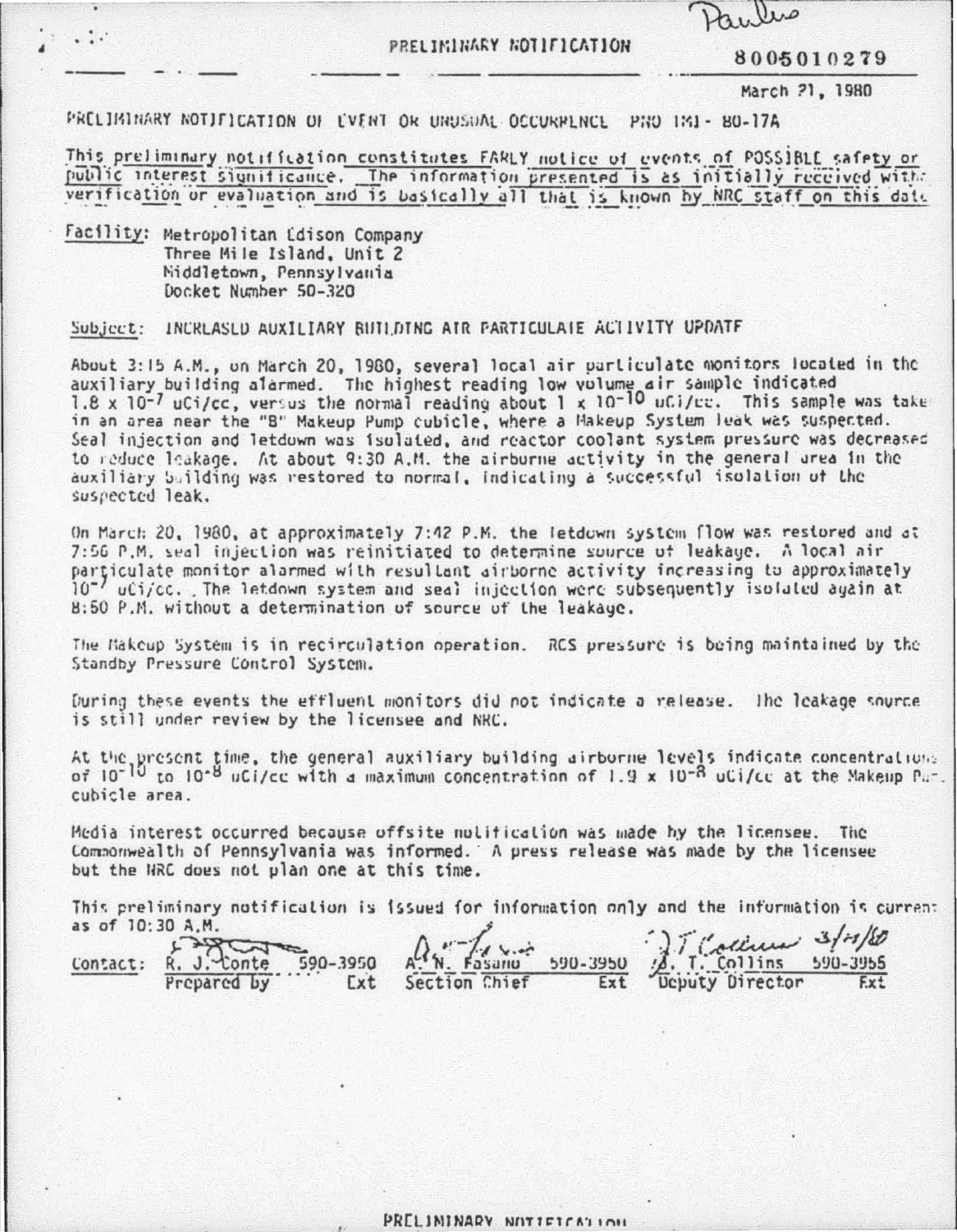Paulus

PRELIMINARY NOTIFICATION

8005010279

March 21, 1980

PRELIMINARY NOTIFICATION OF EVENT OR UNUSUAL OCCURRENCE PNO TMI-80-17A

This preliminary notification constitutes EARLY notice of events of POSSIBLE safety or public interest significance. The information presented is as initially received without verification or evaluation and is basically all that is known by NRC staff on this date.

Facility: Metropolitan Edison Company
Three Mile Island, Unit 2
Middletown, Pennsylvania
Docket Number 50-320

Subject: INCREASED AUXILIARY BUILDING AIR PARTICULATE ACTIVITY UPDATE

About 3:15 A.M., on March 20, 1980, several local air particulate monitors located in the auxiliary building alarmed. The highest reading low volume air sample indicated $1.8 \times 10^{-7}$ uCi/cc, versus the normal reading about $1 \times 10^{-10}$ uCi/cc. This sample was taken in an area near the "B" Makeup Pump cubicle, where a Makeup System leak was suspected. Seal injection and letdown was isolated, and reactor coolant system pressure was decreased to reduce leakage. At about 9:30 A.M. the airborne activity in the general area in the auxiliary building was restored to normal, indicating a successful isolation of the suspected leak.

On March 20, 1980, at approximately 7:42 P.M. the letdown system flow was restored and at 7:56 P.M. seal injection was reinitiated to determine source of leakage. A local air particulate monitor alarmed with resultant airborne activity increasing to approximately $10^{-7}$ uCi/cc. The letdown system and seal injection were subsequently isolated again at 8:50 P.M. without a determination of source of the leakage.

The Makeup System is in recirculation operation. RCS pressure is being maintained by the Standby Pressure Control System.

During these events the effluent monitors did not indicate a release. The leakage source is still under review by the licensee and NRC.

At the present time, the general auxiliary building airborne levels indicate concentrations of $10^{-10}$ to $10^{-8}$ uCi/cc with a maximum concentration of $1.9 \times 10^{-8}$ uCi/cc at the Makeup Pump cubicle area.

Media interest occurred because offsite notification was made by the licensee. The Commonwealth of Pennsylvania was informed. A press release was made by the licensee but the NRC does not plan one at this time.

This preliminary notification is issued for information only and the information is current as of 10:30 A.M.

| Contact: | R. J. Conte | 590-3950 | A. N. Fasano | 590-3950 | J. T. Collins 3/21/80 | 590-3955 |
|---|---|---|---|---|---|---|
| | Prepared by | Ext | Section Chief | Ext | Deputy Director | Ext |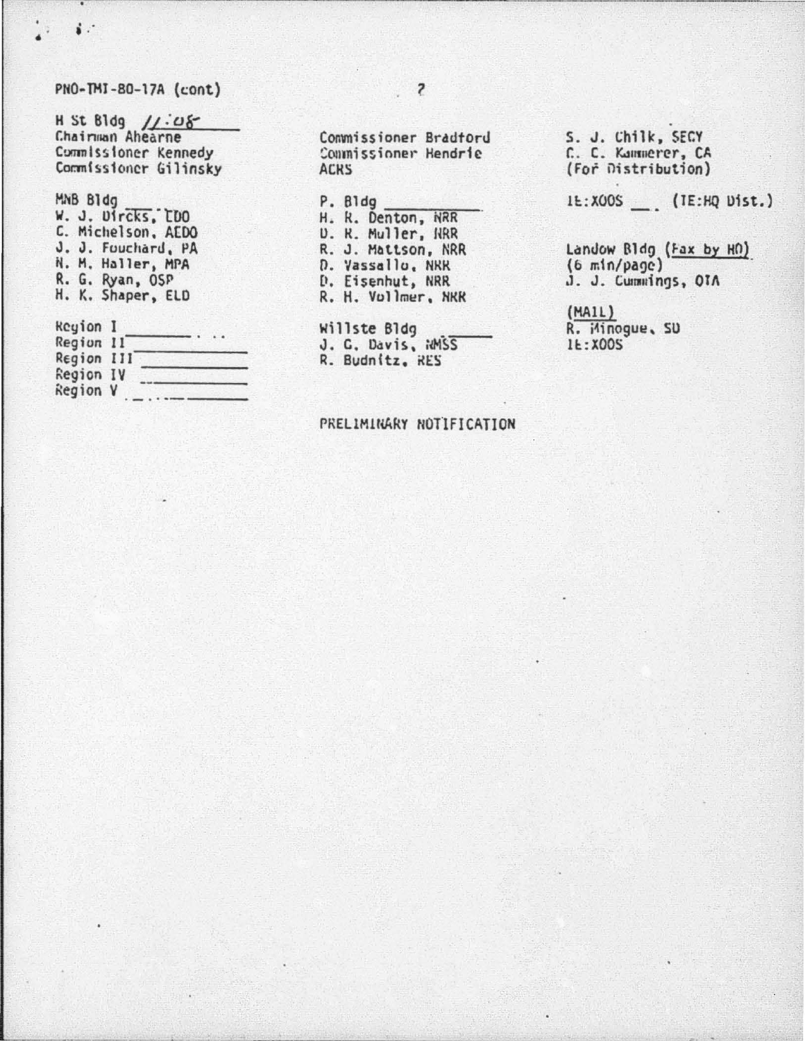PNO-TMI-80-17A (cont)

H St Bldg *11:08*
Chairman Ahearne
Commissioner Kennedy
Commissioner Gilinsky

Commissioner Bradford
Commissioner Hendrie
ACRS

S. J. Chilk, SECY
C. C. Kammerer, CA
(For Distribution)

MNB Bldg
W. J. Dircks, EDO
C. Michelson, AEDO
J. J. Fouchard, PA
N. M. Haller, MPA
R. G. Ryan, OSP
H. K. Shaper, ELD

P. Bldg
H. R. Denton, NRR
D. R. Muller, NRR
R. J. Mattson, NRR
D. Vassallo, NRR
D. Eisenhut, NRR
R. H. Vollmer, NRR

IE:XOOS ___ (IE:HQ Dist.)

Landow Bldg (Fax by HQ)
(6 min/page)
J. J. Cummings, OIA

Region I ________
Region II ________
Region III ________
Region IV ________
Region V ________

Willste Bldg ________
J. G. Davis, NMSS
R. Budnitz, RES

(MAIL)
R. Minogue, SD
IE:XOOS

PRELIMINARY NOTIFICATION